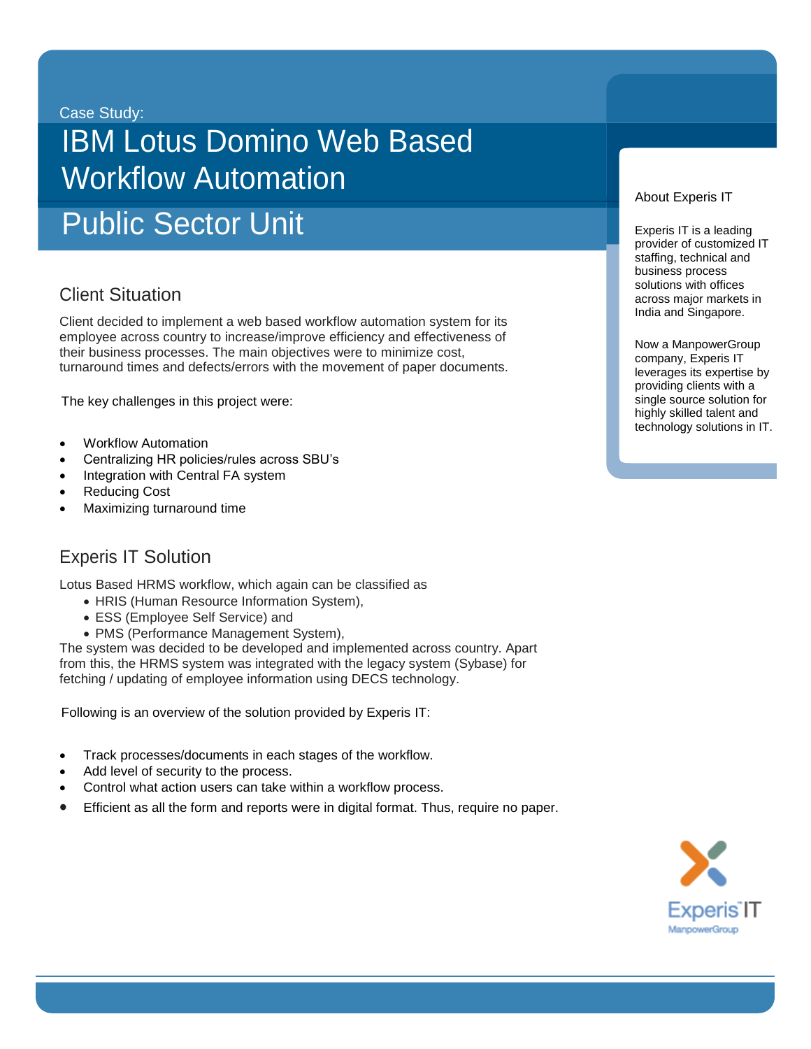Case Study:

# IBM Lotus Domino Web Based Workflow Automation

# Public Sector Unit

## Client Situation

Client decided to implement a web based workflow automation system for its employee across country to increase/improve efficiency and effectiveness of their business processes. The main objectives were to minimize cost, turnaround times and defects/errors with the movement of paper documents.

The key challenges in this project were:

- Workflow Automation
- Centralizing HR policies/rules across SBU's
- Integration with Central FA system
- Reducing Cost
- Maximizing turnaround time

## Experis IT Solution

Lotus Based HRMS workflow, which again can be classified as

- HRIS (Human Resource Information System),
- ESS (Employee Self Service) and
- PMS (Performance Management System),

The system was decided to be developed and implemented across country. Apart from this, the HRMS system was integrated with the legacy system (Sybase) for fetching / updating of employee information using DECS technology.

Following is an overview of the solution provided by Experis IT:

- Track processes/documents in each stages of the workflow.
- Add level of security to the process.
- Control what action users can take within a workflow process.
- Efficient as all the form and reports were in digital format. Thus, require no paper.

### About Experis IT

Experis IT is a leading provider of customized IT staffing, technical and business process solutions with offices across major markets in India and Singapore.

Now a ManpowerGroup company, Experis IT leverages its expertise by providing clients with a single source solution for highly skilled talent and technology solutions in IT.

Experis IT
ManpowerGroup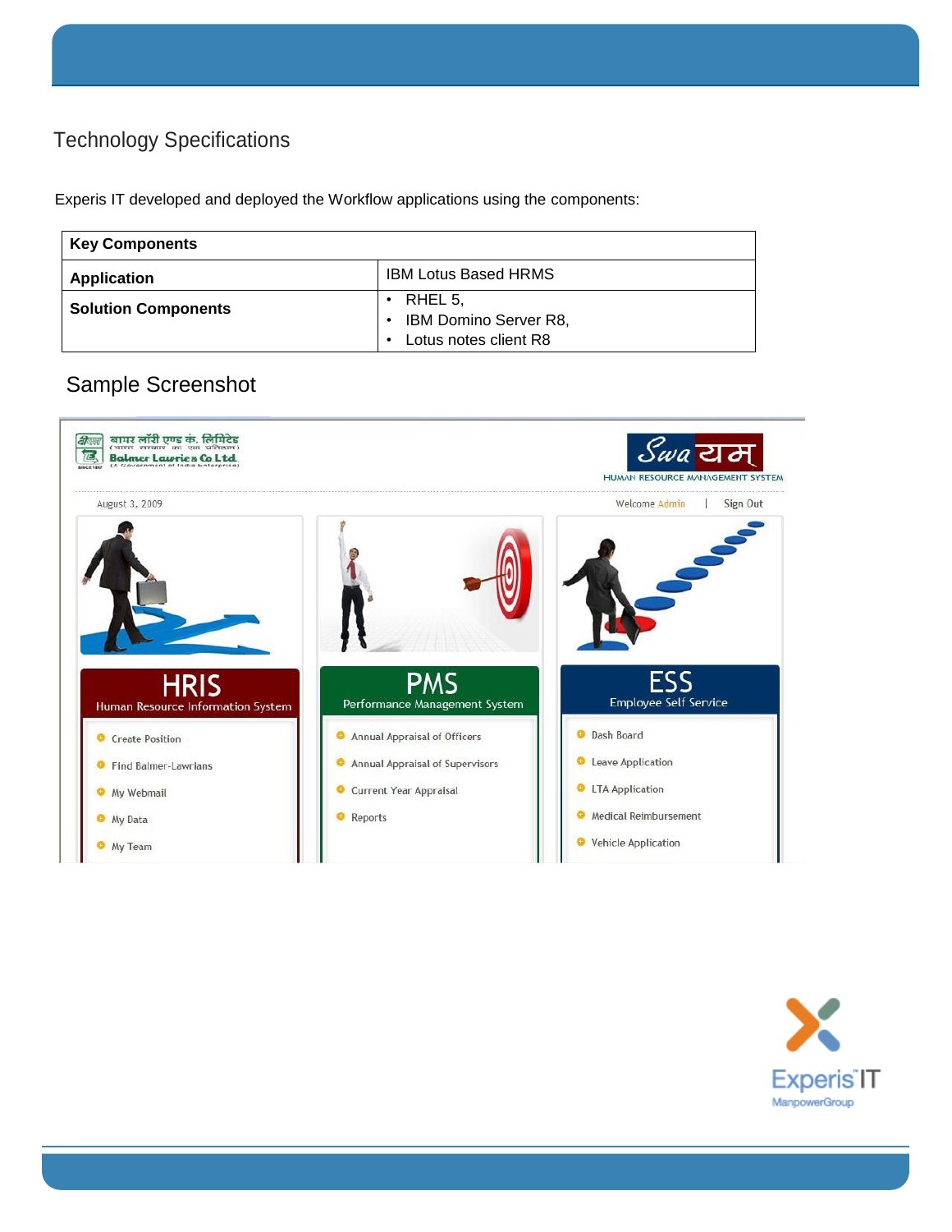## Technology Specifications

Experis IT developed and deployed the Workflow applications using the components:

| **Key Components** | |
|---|---|
| **Application** | IBM Lotus Based HRMS |
| **Solution Components** | • RHEL 5,<br>• IBM Domino Server R8,<br>• Lotus notes client R8 |

## Sample Screenshot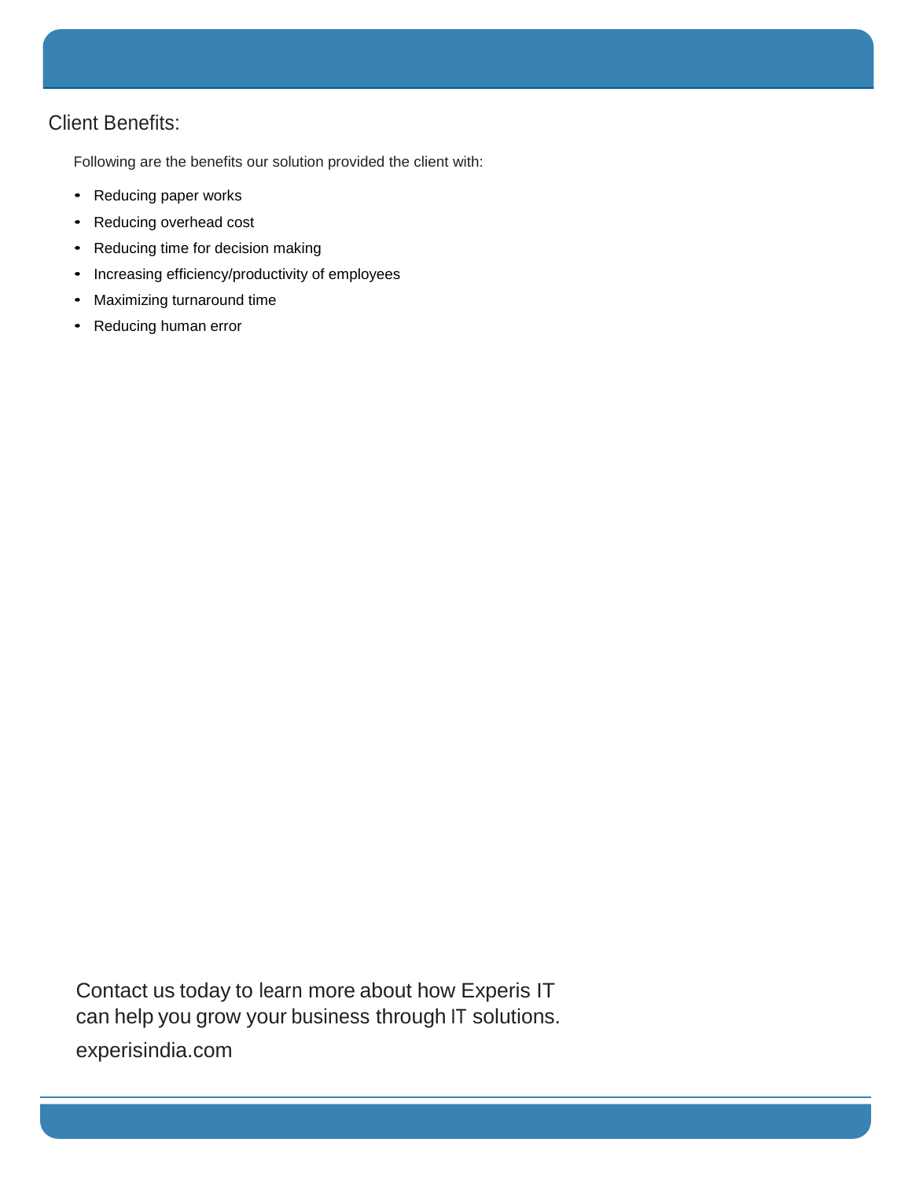## Client Benefits:

Following are the benefits our solution provided the client with:

- Reducing paper works
- Reducing overhead cost
- Reducing time for decision making
- Increasing efficiency/productivity of employees
- Maximizing turnaround time
- Reducing human error

Contact us today to learn more about how Experis IT can help you grow your business through IT solutions.

experisindia.com